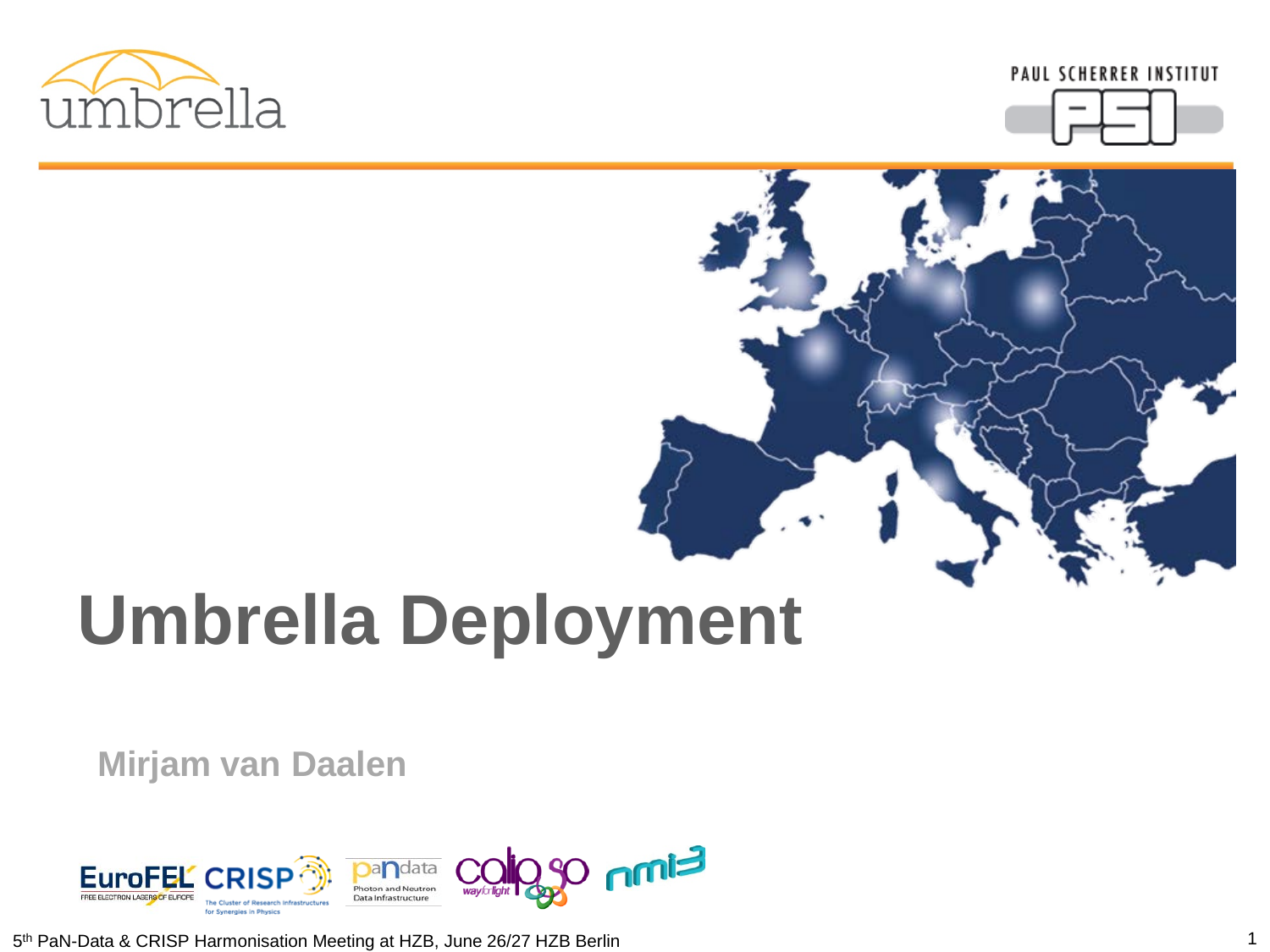# Umbrella Deployment

**Mirjam van Daalen**

5th PaN-Data & CRISP Harmonisation Meeting at HZB, June 26/27 HZB Berlin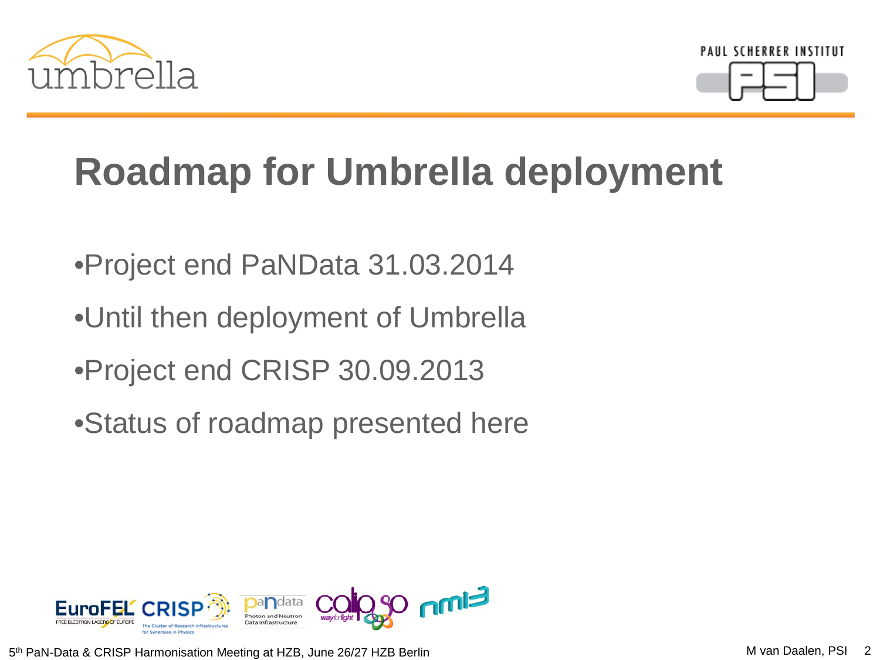# Roadmap for Umbrella deployment

- Project end PaNData 31.03.2014
- Until then deployment of Umbrella
- Project end CRISP 30.09.2013
- Status of roadmap presented here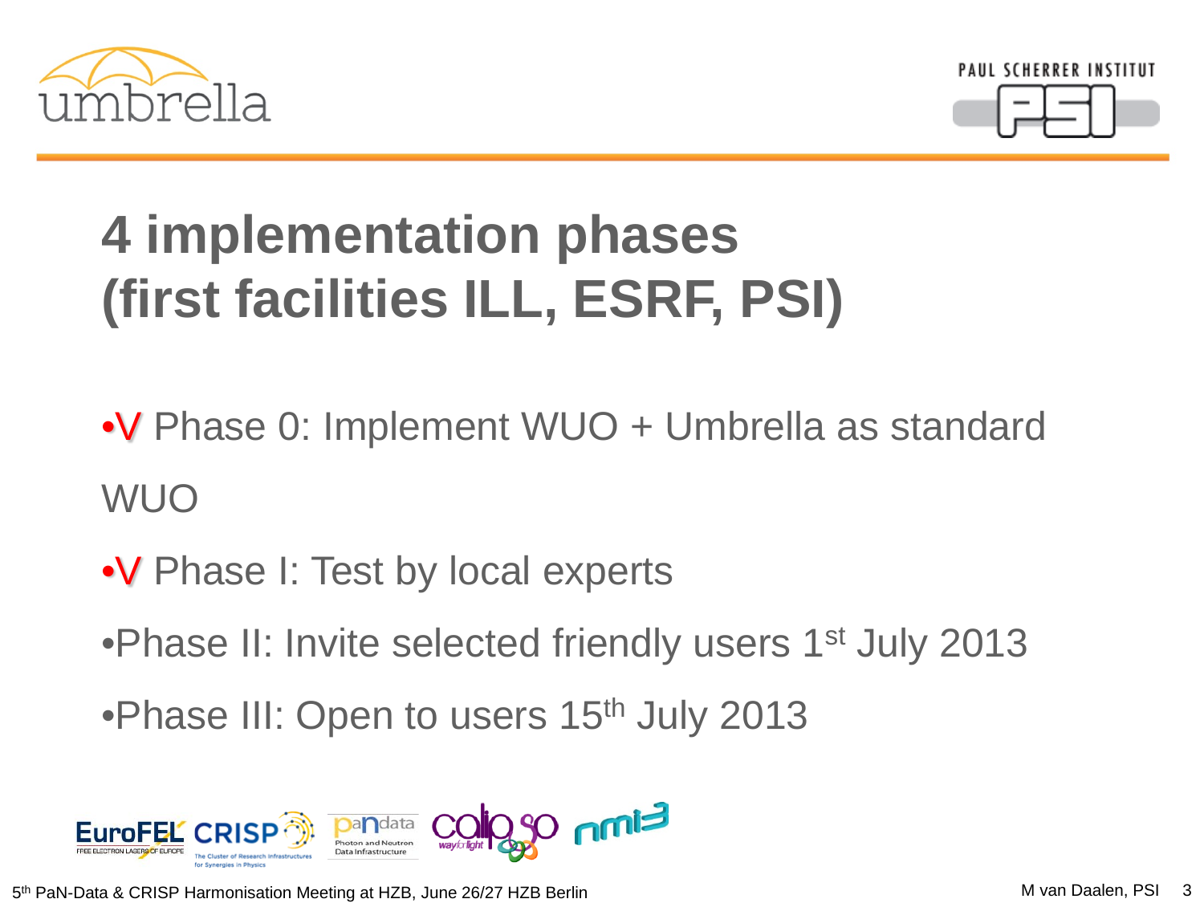# 4 implementation phases (first facilities ILL, ESRF, PSI)

- V Phase 0: Implement WUO + Umbrella as standard WUO
- V Phase I: Test by local experts
- Phase II: Invite selected friendly users 1st July 2013
- Phase III: Open to users 15th July 2013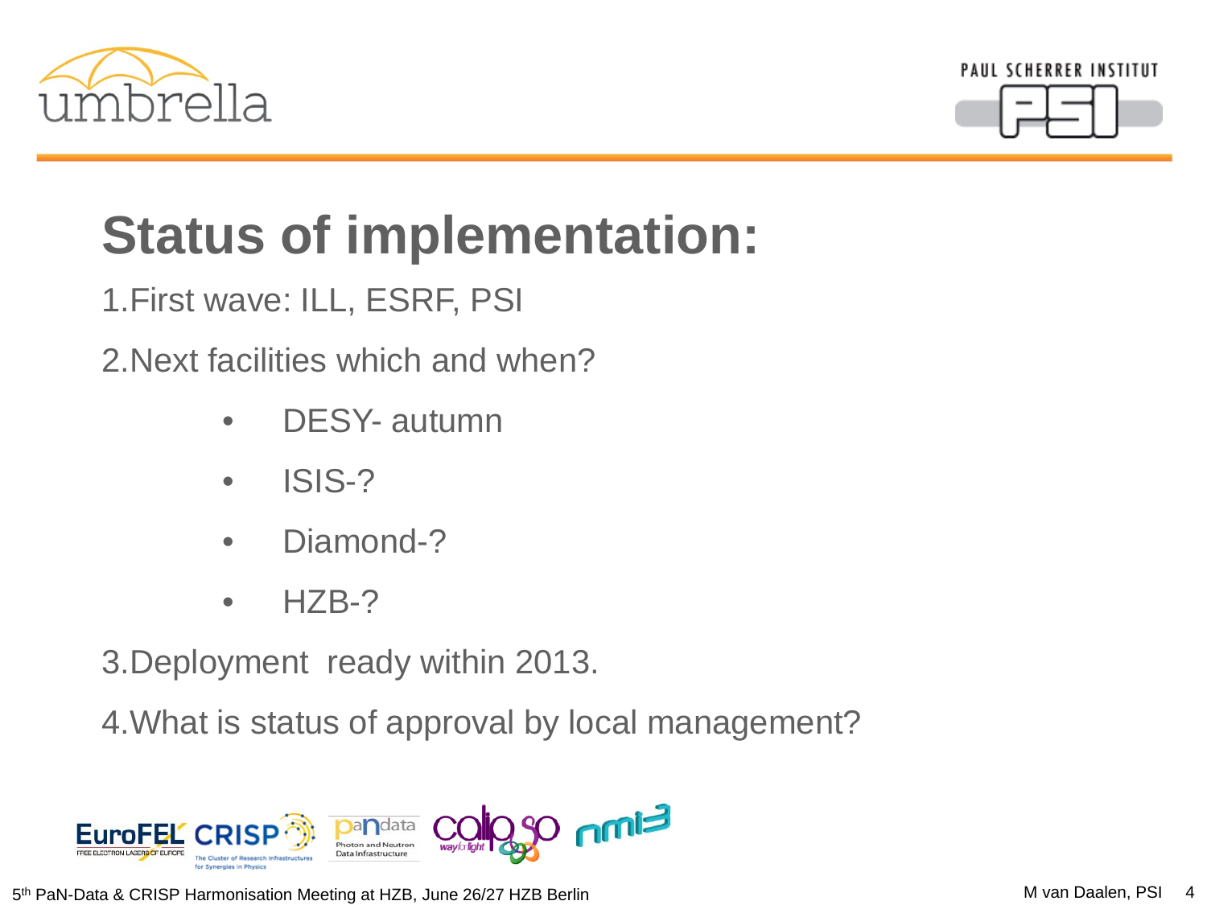# Status of implementation:

1. First wave: ILL, ESRF, PSI
2. Next facilities which and when?
   - DESY- autumn
   - ISIS-?
   - Diamond-?
   - HZB-?
3. Deployment ready within 2013.
4. What is status of approval by local management?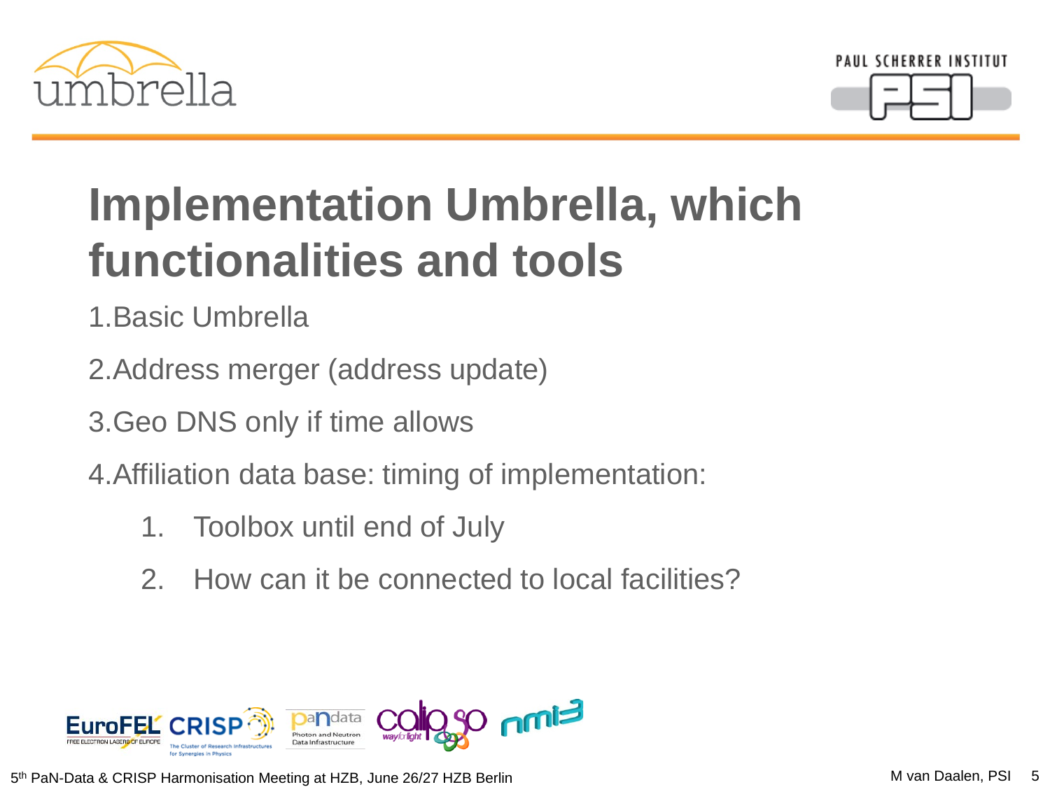# Implementation Umbrella, which functionalities and tools

1. Basic Umbrella
2. Address merger (address update)
3. Geo DNS only if time allows
4. Affiliation data base: timing of implementation:
    1. Toolbox until end of July
    2. How can it be connected to local facilities?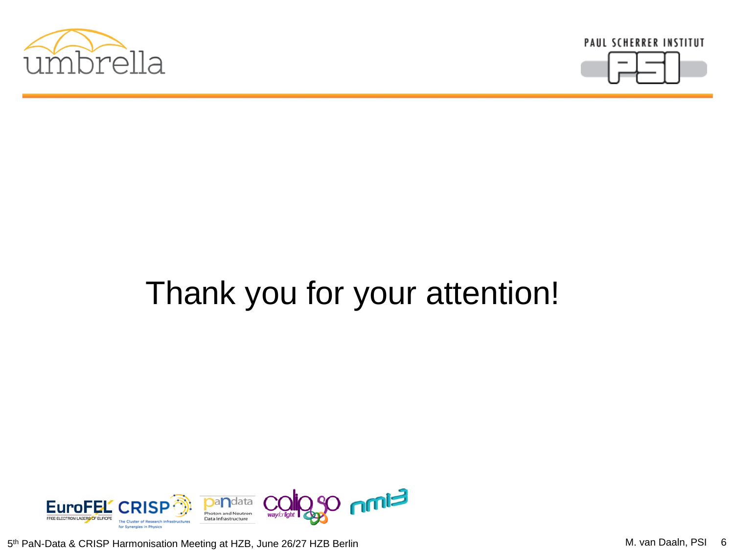Thank you for your attention!